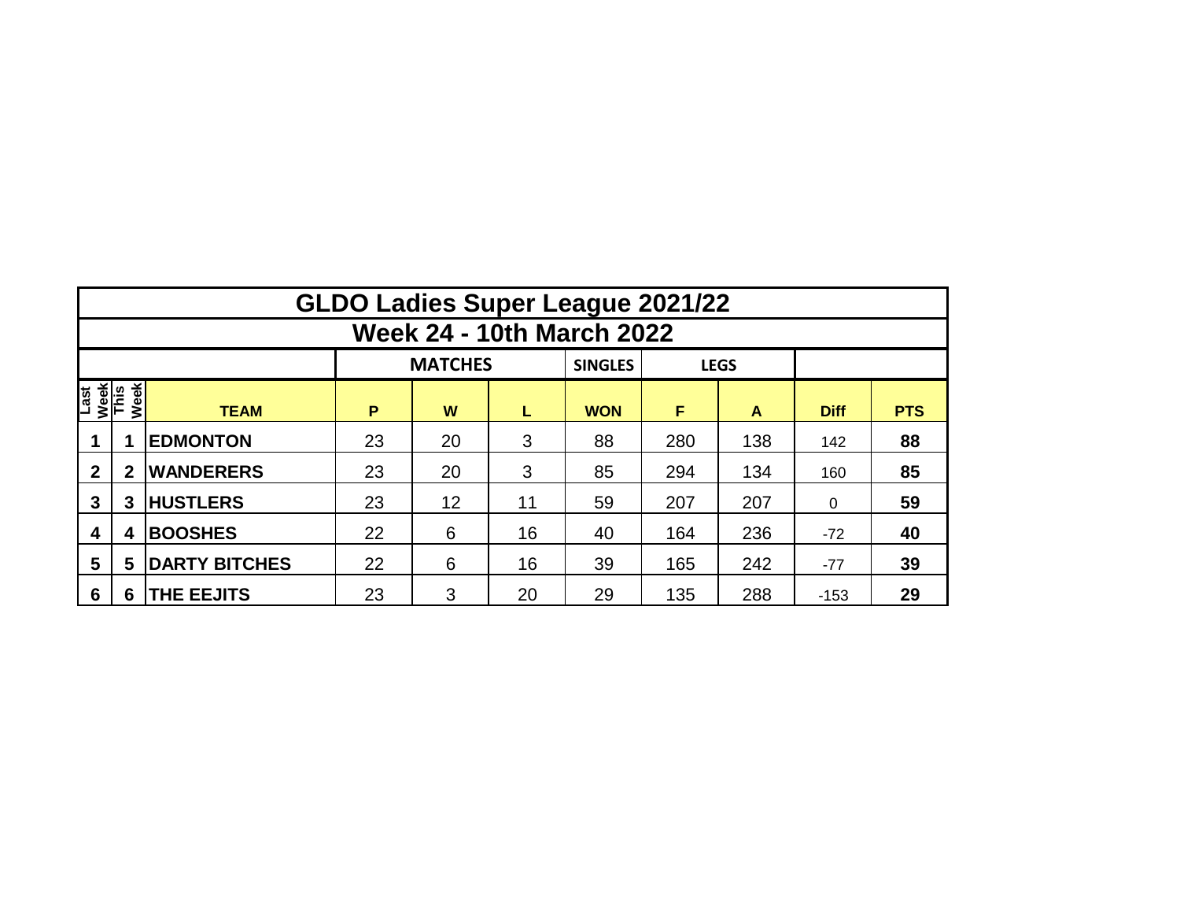# GLDO Ladies Super League 2021/22

## Week 24 - 10th March 2022

| | | | MATCHES | | | SINGLES | LEGS | | | |
|---|---|---|---|---|---|---|---|---|---|---|
| Last Week | This Week | TEAM | P | W | L | WON | F | A | Diff | PTS |
| **1** | **1** | **EDMONTON** | 23 | 20 | 3 | 88 | 280 | 138 | 142 | **88** |
| **2** | **2** | **WANDERERS** | 23 | 20 | 3 | 85 | 294 | 134 | 160 | **85** |
| **3** | **3** | **HUSTLERS** | 23 | 12 | 11 | 59 | 207 | 207 | 0 | **59** |
| **4** | **4** | **BOOSHES** | 22 | 6 | 16 | 40 | 164 | 236 | -72 | **40** |
| **5** | **5** | **DARTY BITCHES** | 22 | 6 | 16 | 39 | 165 | 242 | -77 | **39** |
| **6** | **6** | **THE EEJITS** | 23 | 3 | 20 | 29 | 135 | 288 | -153 | **29** |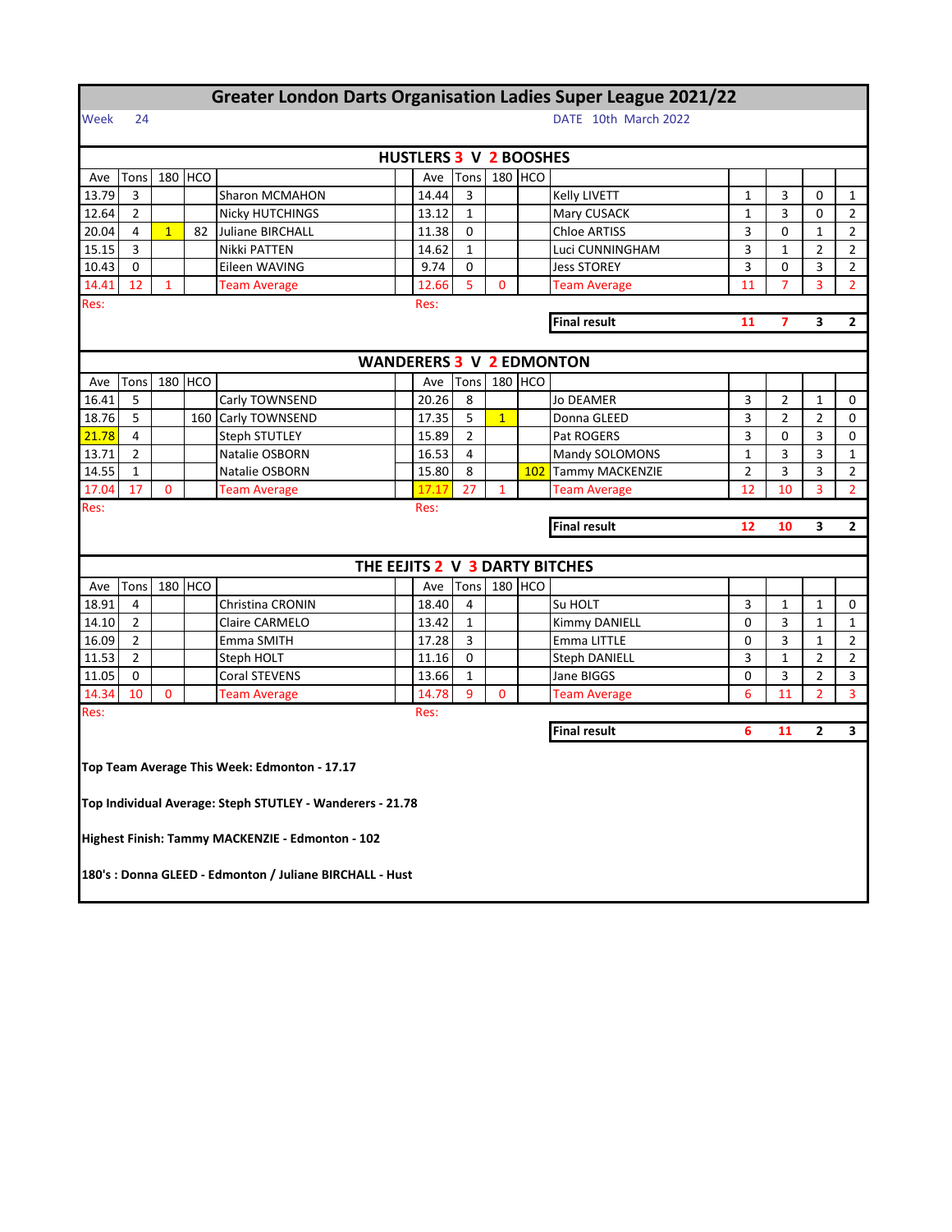# Greater London Darts Organisation Ladies Super League 2021/22

Week 24 DATE 10th March 2022

## HUSTLERS 3 V 2 BOOSHES

| Ave | Tons | 180 | HCO | | Ave | Tons | 180 | HCO | | | | | |
|---|---|---|---|---|---|---|---|---|---|---|---|---|---|
| 13.79 | 3 | | | Sharon MCMAHON | 14.44 | 3 | | | Kelly LIVETT | 1 | 3 | 0 | 1 |
| 12.64 | 2 | | | Nicky HUTCHINGS | 13.12 | 1 | | | Mary CUSACK | 1 | 3 | 0 | 2 |
| 20.04 | 4 | 1 | 82 | Juliane BIRCHALL | 11.38 | 0 | | | Chloe ARTISS | 3 | 0 | 1 | 2 |
| 15.15 | 3 | | | Nikki PATTEN | 14.62 | 1 | | | Luci CUNNINGHAM | 3 | 1 | 2 | 2 |
| 10.43 | 0 | | | Eileen WAVING | 9.74 | 0 | | | Jess STOREY | 3 | 0 | 3 | 2 |
| 14.41 | 12 | 1 | | Team Average | 12.66 | 5 | 0 | | Team Average | 11 | 7 | 3 | 2 |
| Res: | | | | | Res: | | | | | | | | |
| | | | | | | | | | **Final result** | **11** | **7** | **3** | **2** |

## WANDERERS 3 V 2 EDMONTON

| Ave | Tons | 180 | HCO | | Ave | Tons | 180 | HCO | | | | | |
|---|---|---|---|---|---|---|---|---|---|---|---|---|---|
| 16.41 | 5 | | | Carly TOWNSEND | 20.26 | 8 | | | Jo DEAMER | 3 | 2 | 1 | 0 |
| 18.76 | 5 | | 160 | Carly TOWNSEND | 17.35 | 5 | 1 | | Donna GLEED | 3 | 2 | 2 | 0 |
| 21.78 | 4 | | | Steph STUTLEY | 15.89 | 2 | | | Pat ROGERS | 3 | 0 | 3 | 0 |
| 13.71 | 2 | | | Natalie OSBORN | 16.53 | 4 | | | Mandy SOLOMONS | 1 | 3 | 3 | 1 |
| 14.55 | 1 | | | Natalie OSBORN | 15.80 | 8 | | 102 | Tammy MACKENZIE | 2 | 3 | 3 | 2 |
| 17.04 | 17 | 0 | | Team Average | 17.17 | 27 | 1 | | Team Average | 12 | 10 | 3 | 2 |
| Res: | | | | | Res: | | | | | | | | |
| | | | | | | | | | **Final result** | **12** | **10** | **3** | **2** |

## THE EEJITS 2 V 3 DARTY BITCHES

| Ave | Tons | 180 | HCO | | Ave | Tons | 180 | HCO | | | | | |
|---|---|---|---|---|---|---|---|---|---|---|---|---|---|
| 18.91 | 4 | | | Christina CRONIN | 18.40 | 4 | | | Su HOLT | 3 | 1 | 1 | 0 |
| 14.10 | 2 | | | Claire CARMELO | 13.42 | 1 | | | Kimmy DANIELL | 0 | 3 | 1 | 1 |
| 16.09 | 2 | | | Emma SMITH | 17.28 | 3 | | | Emma LITTLE | 0 | 3 | 1 | 2 |
| 11.53 | 2 | | | Steph HOLT | 11.16 | 0 | | | Steph DANIELL | 3 | 1 | 2 | 2 |
| 11.05 | 0 | | | Coral STEVENS | 13.66 | 1 | | | Jane BIGGS | 0 | 3 | 2 | 3 |
| 14.34 | 10 | 0 | | Team Average | 14.78 | 9 | 0 | | Team Average | 6 | 11 | 2 | 3 |
| Res: | | | | | Res: | | | | | | | | |
| | | | | | | | | | **Final result** | **6** | **11** | **2** | **3** |

**Top Team Average This Week: Edmonton - 17.17**

**Top Individual Average: Steph STUTLEY - Wanderers - 21.78**

**Highest Finish: Tammy MACKENZIE - Edmonton - 102**

**180's : Donna GLEED - Edmonton / Juliane BIRCHALL - Hust**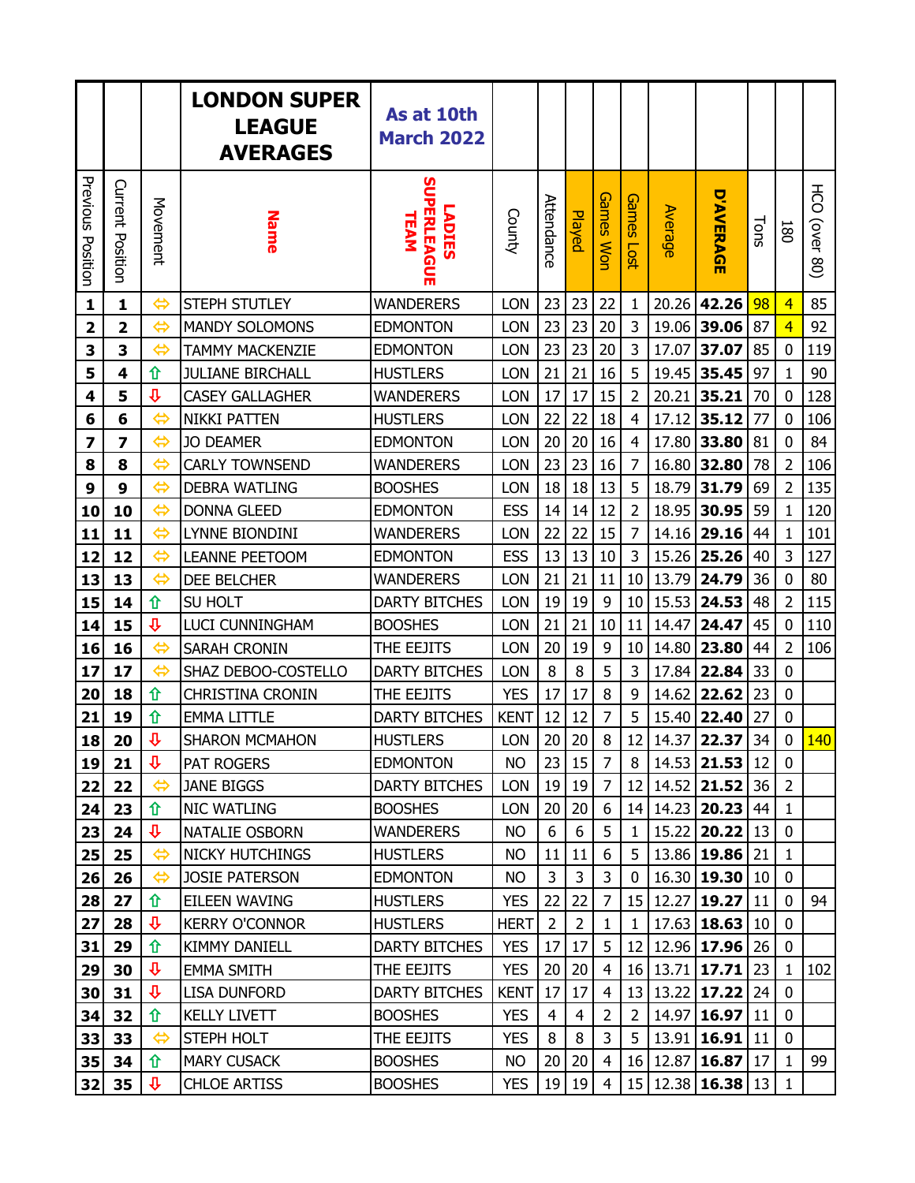| Previous Position | Current Position | Movement | LONDON SUPER LEAGUE AVERAGES<br>Name | As at 10th March 2022<br>LADIES SUPERLEAGUE TEAM | County | Attendance | Played | Games Won | Games Lost | Average | D'AVERAGE | Tons | 180 | HCO (over 80) |
|---|---|---|---|---|---|---|---|---|---|---|---|---|---|---|
| 1 | 1 | ⇔ | STEPH STUTLEY | WANDERERS | LON | 23 | 23 | 22 | 1 | 20.26 | **42.26** | 98 | 4 | 85 |
| 2 | 2 | ⇔ | MANDY SOLOMONS | EDMONTON | LON | 23 | 23 | 20 | 3 | 19.06 | **39.06** | 87 | 4 | 92 |
| 3 | 3 | ⇔ | TAMMY MACKENZIE | EDMONTON | LON | 23 | 23 | 20 | 3 | 17.07 | **37.07** | 85 | 0 | 119 |
| 5 | 4 | ⇧ | JULIANE BIRCHALL | HUSTLERS | LON | 21 | 21 | 16 | 5 | 19.45 | **35.45** | 97 | 1 | 90 |
| 4 | 5 | ⇩ | CASEY GALLAGHER | WANDERERS | LON | 17 | 17 | 15 | 2 | 20.21 | **35.21** | 70 | 0 | 128 |
| 6 | 6 | ⇔ | NIKKI PATTEN | HUSTLERS | LON | 22 | 22 | 18 | 4 | 17.12 | **35.12** | 77 | 0 | 106 |
| 7 | 7 | ⇔ | JO DEAMER | EDMONTON | LON | 20 | 20 | 16 | 4 | 17.80 | **33.80** | 81 | 0 | 84 |
| 8 | 8 | ⇔ | CARLY TOWNSEND | WANDERERS | LON | 23 | 23 | 16 | 7 | 16.80 | **32.80** | 78 | 2 | 106 |
| 9 | 9 | ⇔ | DEBRA WATLING | BOOSHES | LON | 18 | 18 | 13 | 5 | 18.79 | **31.79** | 69 | 2 | 135 |
| 10 | 10 | ⇔ | DONNA GLEED | EDMONTON | ESS | 14 | 14 | 12 | 2 | 18.95 | **30.95** | 59 | 1 | 120 |
| 11 | 11 | ⇔ | LYNNE BIONDINI | WANDERERS | LON | 22 | 22 | 15 | 7 | 14.16 | **29.16** | 44 | 1 | 101 |
| 12 | 12 | ⇔ | LEANNE PEETOOM | EDMONTON | ESS | 13 | 13 | 10 | 3 | 15.26 | **25.26** | 40 | 3 | 127 |
| 13 | 13 | ⇔ | DEE BELCHER | WANDERERS | LON | 21 | 21 | 11 | 10 | 13.79 | **24.79** | 36 | 0 | 80 |
| 15 | 14 | ⇧ | SU HOLT | DARTY BITCHES | LON | 19 | 19 | 9 | 10 | 15.53 | **24.53** | 48 | 2 | 115 |
| 14 | 15 | ⇩ | LUCI CUNNINGHAM | BOOSHES | LON | 21 | 21 | 10 | 11 | 14.47 | **24.47** | 45 | 0 | 110 |
| 16 | 16 | ⇔ | SARAH CRONIN | THE EEJITS | LON | 20 | 19 | 9 | 10 | 14.80 | **23.80** | 44 | 2 | 106 |
| 17 | 17 | ⇔ | SHAZ DEBOO-COSTELLO | DARTY BITCHES | LON | 8 | 8 | 5 | 3 | 17.84 | **22.84** | 33 | 0 | |
| 20 | 18 | ⇧ | CHRISTINA CRONIN | THE EEJITS | YES | 17 | 17 | 8 | 9 | 14.62 | **22.62** | 23 | 0 | |
| 21 | 19 | ⇧ | EMMA LITTLE | DARTY BITCHES | KENT | 12 | 12 | 7 | 5 | 15.40 | **22.40** | 27 | 0 | |
| 18 | 20 | ⇩ | SHARON MCMAHON | HUSTLERS | LON | 20 | 20 | 8 | 12 | 14.37 | **22.37** | 34 | 0 | 140 |
| 19 | 21 | ⇩ | PAT ROGERS | EDMONTON | NO | 23 | 15 | 7 | 8 | 14.53 | **21.53** | 12 | 0 | |
| 22 | 22 | ⇔ | JANE BIGGS | DARTY BITCHES | LON | 19 | 19 | 7 | 12 | 14.52 | **21.52** | 36 | 2 | |
| 24 | 23 | ⇧ | NIC WATLING | BOOSHES | LON | 20 | 20 | 6 | 14 | 14.23 | **20.23** | 44 | 1 | |
| 23 | 24 | ⇩ | NATALIE OSBORN | WANDERERS | NO | 6 | 6 | 5 | 1 | 15.22 | **20.22** | 13 | 0 | |
| 25 | 25 | ⇔ | NICKY HUTCHINGS | HUSTLERS | NO | 11 | 11 | 6 | 5 | 13.86 | **19.86** | 21 | 1 | |
| 26 | 26 | ⇔ | JOSIE PATERSON | EDMONTON | NO | 3 | 3 | 3 | 0 | 16.30 | **19.30** | 10 | 0 | |
| 28 | 27 | ⇧ | EILEEN WAVING | HUSTLERS | YES | 22 | 22 | 7 | 15 | 12.27 | **19.27** | 11 | 0 | 94 |
| 27 | 28 | ⇩ | KERRY O'CONNOR | HUSTLERS | HERT | 2 | 2 | 1 | 1 | 17.63 | **18.63** | 10 | 0 | |
| 31 | 29 | ⇧ | KIMMY DANIELL | DARTY BITCHES | YES | 17 | 17 | 5 | 12 | 12.96 | **17.96** | 26 | 0 | |
| 29 | 30 | ⇩ | EMMA SMITH | THE EEJITS | YES | 20 | 20 | 4 | 16 | 13.71 | **17.71** | 23 | 1 | 102 |
| 30 | 31 | ⇩ | LISA DUNFORD | DARTY BITCHES | KENT | 17 | 17 | 4 | 13 | 13.22 | **17.22** | 24 | 0 | |
| 34 | 32 | ⇧ | KELLY LIVETT | BOOSHES | YES | 4 | 4 | 2 | 2 | 14.97 | **16.97** | 11 | 0 | |
| 33 | 33 | ⇔ | STEPH HOLT | THE EEJITS | YES | 8 | 8 | 3 | 5 | 13.91 | **16.91** | 11 | 0 | |
| 35 | 34 | ⇧ | MARY CUSACK | BOOSHES | NO | 20 | 20 | 4 | 16 | 12.87 | **16.87** | 17 | 1 | 99 |
| 32 | 35 | ⇩ | CHLOE ARTISS | BOOSHES | YES | 19 | 19 | 4 | 15 | 12.38 | **16.38** | 13 | 1 | |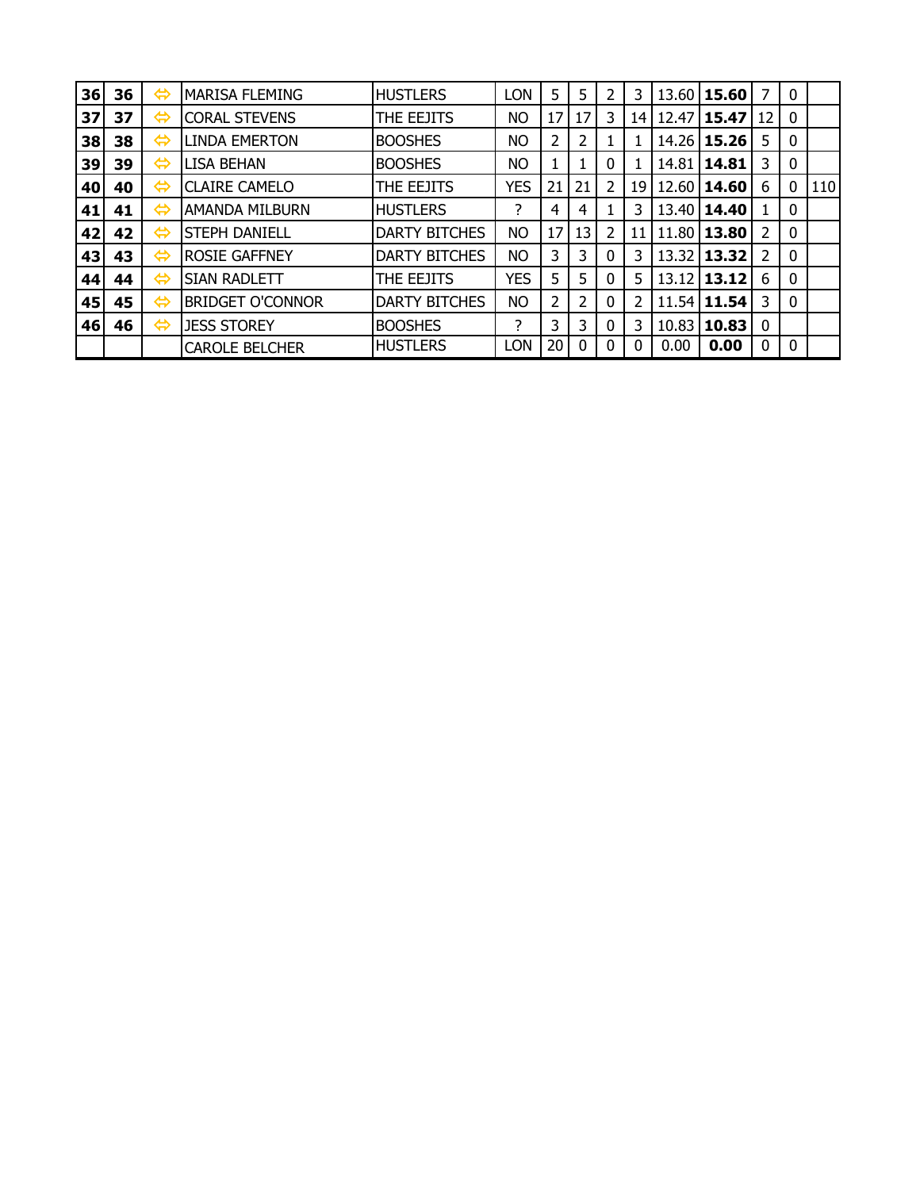| | | | | | | | | | | | | | | |
|---|---|---|---|---|---|---|---|---|---|---|---|---|---|---|
| **36** | **36** | ⇔ | MARISA FLEMING | HUSTLERS | LON | 5 | 5 | 2 | 3 | 13.60 | **15.60** | 7 | 0 | |
| **37** | **37** | ⇔ | CORAL STEVENS | THE EEJITS | NO | 17 | 17 | 3 | 14 | 12.47 | **15.47** | 12 | 0 | |
| **38** | **38** | ⇔ | LINDA EMERTON | BOOSHES | NO | 2 | 2 | 1 | 1 | 14.26 | **15.26** | 5 | 0 | |
| **39** | **39** | ⇔ | LISA BEHAN | BOOSHES | NO | 1 | 1 | 0 | 1 | 14.81 | **14.81** | 3 | 0 | |
| **40** | **40** | ⇔ | CLAIRE CAMELO | THE EEJITS | YES | 21 | 21 | 2 | 19 | 12.60 | **14.60** | 6 | 0 | 110 |
| **41** | **41** | ⇔ | AMANDA MILBURN | HUSTLERS | ? | 4 | 4 | 1 | 3 | 13.40 | **14.40** | 1 | 0 | |
| **42** | **42** | ⇔ | STEPH DANIELL | DARTY BITCHES | NO | 17 | 13 | 2 | 11 | 11.80 | **13.80** | 2 | 0 | |
| **43** | **43** | ⇔ | ROSIE GAFFNEY | DARTY BITCHES | NO | 3 | 3 | 0 | 3 | 13.32 | **13.32** | 2 | 0 | |
| **44** | **44** | ⇔ | SIAN RADLETT | THE EEJITS | YES | 5 | 5 | 0 | 5 | 13.12 | **13.12** | 6 | 0 | |
| **45** | **45** | ⇔ | BRIDGET O'CONNOR | DARTY BITCHES | NO | 2 | 2 | 0 | 2 | 11.54 | **11.54** | 3 | 0 | |
| **46** | **46** | ⇔ | JESS STOREY | BOOSHES | ? | 3 | 3 | 0 | 3 | 10.83 | **10.83** | 0 | | |
| | | | CAROLE BELCHER | HUSTLERS | LON | 20 | 0 | 0 | 0 | 0.00 | **0.00** | 0 | 0 | |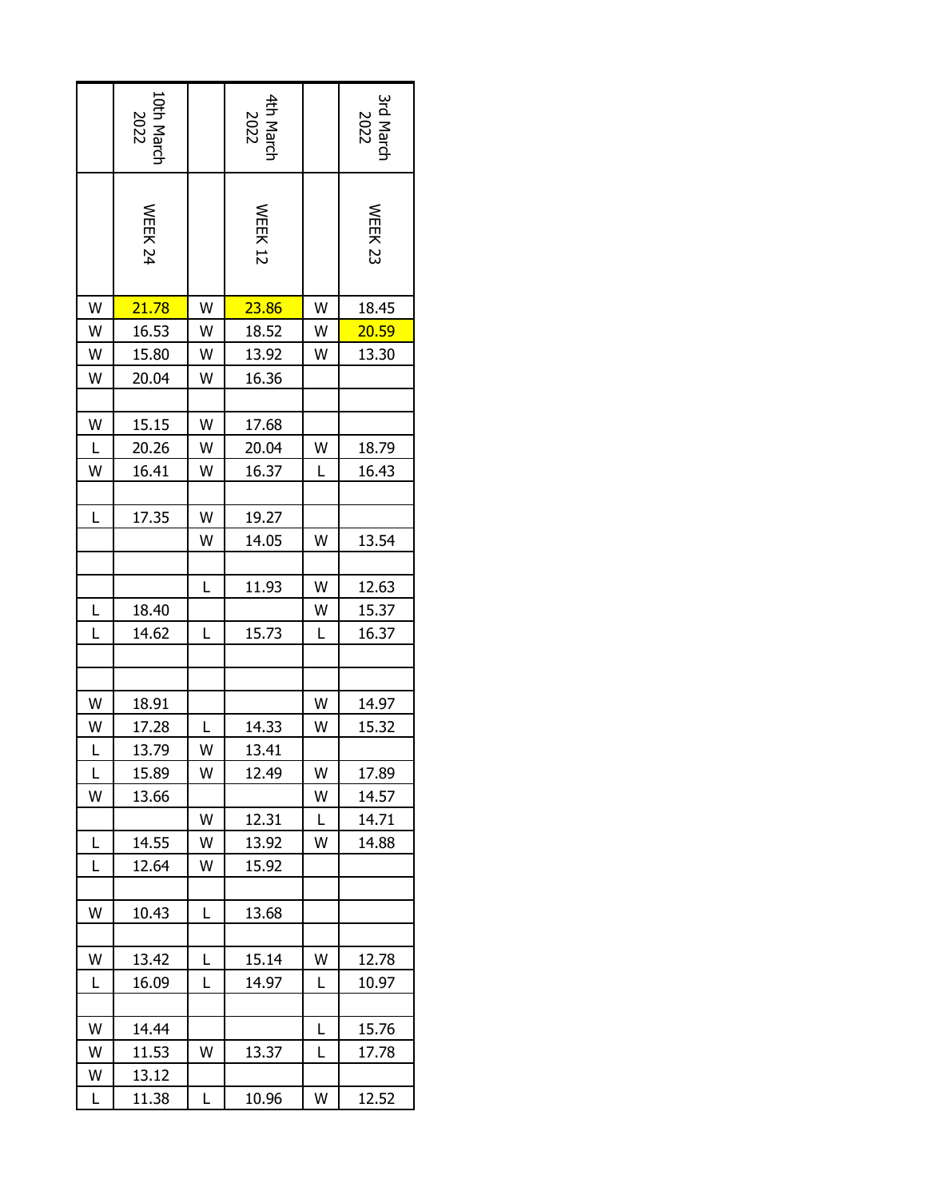|  | 10th March 2022 |  | 4th March 2022 |  | 3rd March 2022 |
|---|---|---|---|---|---|
|  | WEEK 24 |  | WEEK 12 |  | WEEK 23 |
| W | 21.78 | W | 23.86 | W | 18.45 |
| W | 16.53 | W | 18.52 | W | 20.59 |
| W | 15.80 | W | 13.92 | W | 13.30 |
| W | 20.04 | W | 16.36 |  |  |
|  |  |  |  |  |  |
| W | 15.15 | W | 17.68 |  |  |
| L | 20.26 | W | 20.04 | W | 18.79 |
| W | 16.41 | W | 16.37 | L | 16.43 |
|  |  |  |  |  |  |
| L | 17.35 | W | 19.27 |  |  |
|  |  | W | 14.05 | W | 13.54 |
|  |  |  |  |  |  |
|  |  | L | 11.93 | W | 12.63 |
| L | 18.40 |  |  | W | 15.37 |
| L | 14.62 | L | 15.73 | L | 16.37 |
|  |  |  |  |  |  |
|  |  |  |  |  |  |
| W | 18.91 |  |  | W | 14.97 |
| W | 17.28 | L | 14.33 | W | 15.32 |
| L | 13.79 | W | 13.41 |  |  |
| L | 15.89 | W | 12.49 | W | 17.89 |
| W | 13.66 |  |  | W | 14.57 |
|  |  | W | 12.31 | L | 14.71 |
| L | 14.55 | W | 13.92 | W | 14.88 |
| L | 12.64 | W | 15.92 |  |  |
|  |  |  |  |  |  |
| W | 10.43 | L | 13.68 |  |  |
|  |  |  |  |  |  |
| W | 13.42 | L | 15.14 | W | 12.78 |
| L | 16.09 | L | 14.97 | L | 10.97 |
|  |  |  |  |  |  |
| W | 14.44 |  |  | L | 15.76 |
| W | 11.53 | W | 13.37 | L | 17.78 |
| W | 13.12 |  |  |  |  |
| L | 11.38 | L | 10.96 | W | 12.52 |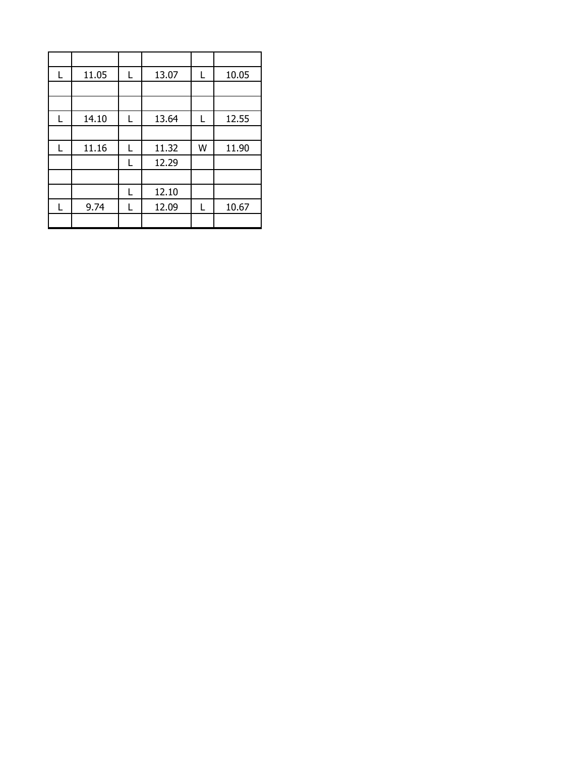| | | | | | |
|---|---|---|---|---|---|
| L | 11.05 | L | 13.07 | L | 10.05 |
| | | | | | |
| | | | | | |
| L | 14.10 | L | 13.64 | L | 12.55 |
| | | | | | |
| L | 11.16 | L | 11.32 | W | 11.90 |
| | | L | 12.29 | | |
| | | | | | |
| | | L | 12.10 | | |
| L | 9.74 | L | 12.09 | L | 10.67 |
| | | | | | |